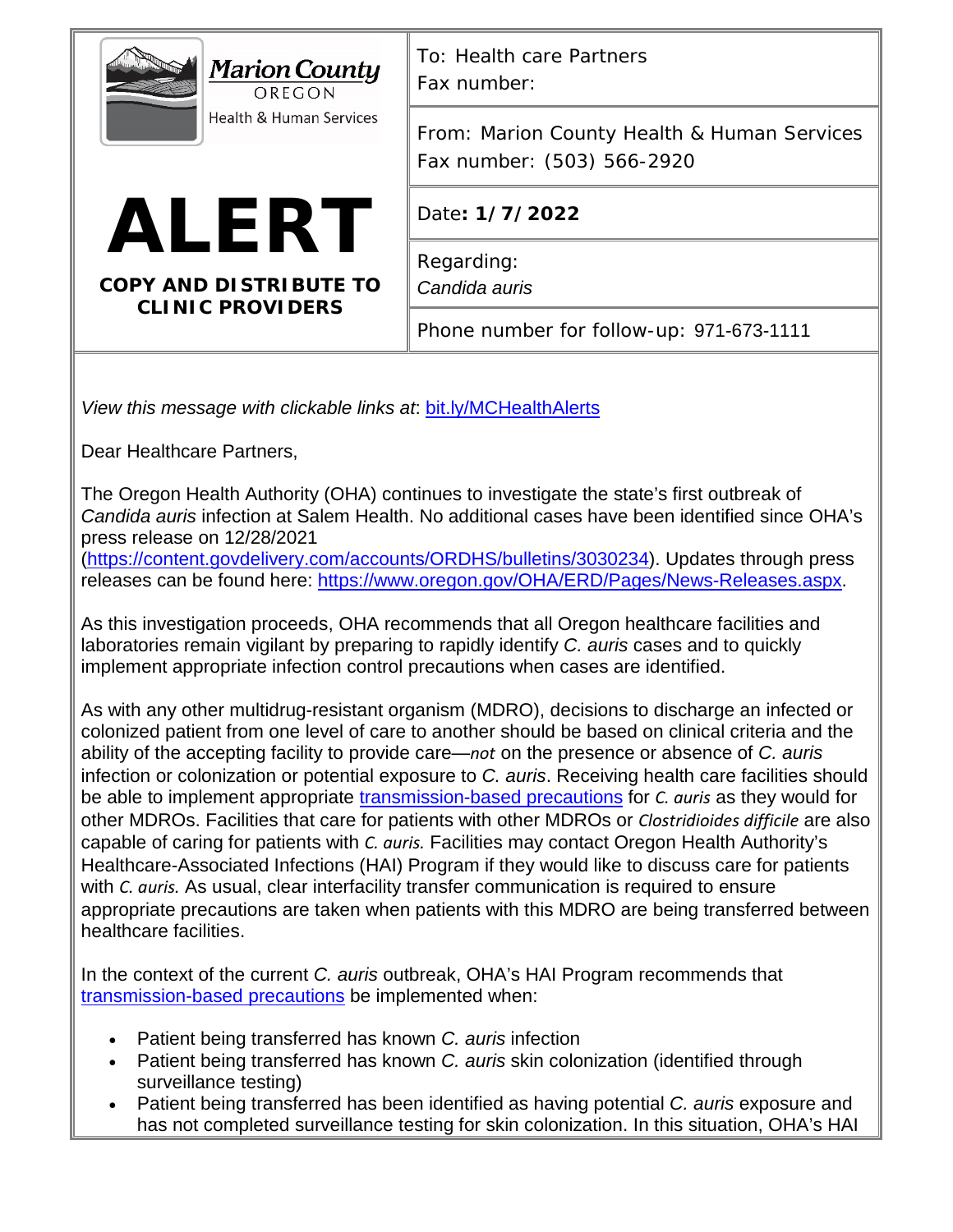| Marion County OREGON Health & Human Services | To: Health care Partners<br>Fax number: |
| --- | --- |
| **ALERT**<br>**COPY AND DISTRIBUTE TO CLINIC PROVIDERS** | From: Marion County Health & Human Services<br>Fax number: (503) 566-2920 |
| | Date**: 1/7/2022** |
| | Regarding:<br>*Candida auris* |
| | Phone number for follow-up: 971-673-1111 |

*View this message with clickable links at*: bit.ly/MCHealthAlerts

Dear Healthcare Partners,

The Oregon Health Authority (OHA) continues to investigate the state's first outbreak of *Candida auris* infection at Salem Health. No additional cases have been identified since OHA's press release on 12/28/2021 (https://content.govdelivery.com/accounts/ORDHS/bulletins/3030234). Updates through press releases can be found here: https://www.oregon.gov/OHA/ERD/Pages/News-Releases.aspx.

As this investigation proceeds, OHA recommends that all Oregon healthcare facilities and laboratories remain vigilant by preparing to rapidly identify *C. auris* cases and to quickly implement appropriate infection control precautions when cases are identified.

As with any other multidrug-resistant organism (MDRO), decisions to discharge an infected or colonized patient from one level of care to another should be based on clinical criteria and the ability of the accepting facility to provide care—*not* on the presence or absence of *C. auris* infection or colonization or potential exposure to *C. auris*. Receiving health care facilities should be able to implement appropriate transmission-based precautions for *C. auris* as they would for other MDROs. Facilities that care for patients with other MDROs or *Clostridioides difficile* are also capable of caring for patients with *C. auris.* Facilities may contact Oregon Health Authority's Healthcare-Associated Infections (HAI) Program if they would like to discuss care for patients with *C. auris.* As usual, clear interfacility transfer communication is required to ensure appropriate precautions are taken when patients with this MDRO are being transferred between healthcare facilities.

In the context of the current *C. auris* outbreak, OHA's HAI Program recommends that transmission-based precautions be implemented when:

- Patient being transferred has known *C. auris* infection
- Patient being transferred has known *C. auris* skin colonization (identified through surveillance testing)
- Patient being transferred has been identified as having potential *C. auris* exposure and has not completed surveillance testing for skin colonization. In this situation, OHA's HAI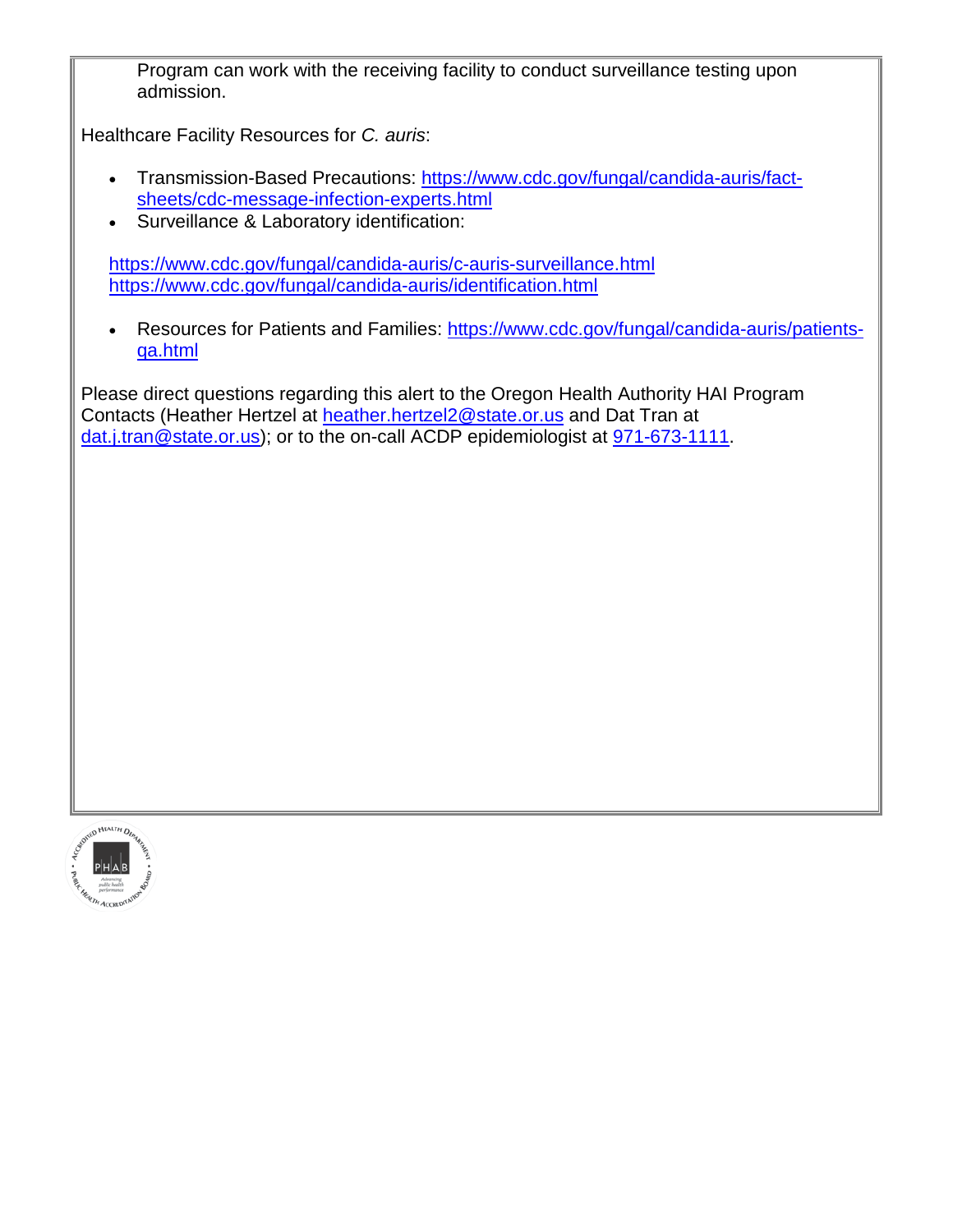Program can work with the receiving facility to conduct surveillance testing upon admission.

Healthcare Facility Resources for *C. auris*:

- Transmission-Based Precautions: https://www.cdc.gov/fungal/candida-auris/fact-sheets/cdc-message-infection-experts.html
- Surveillance & Laboratory identification:

https://www.cdc.gov/fungal/candida-auris/c-auris-surveillance.html
https://www.cdc.gov/fungal/candida-auris/identification.html

- Resources for Patients and Families: https://www.cdc.gov/fungal/candida-auris/patients-qa.html

Please direct questions regarding this alert to the Oregon Health Authority HAI Program Contacts (Heather Hertzel at heather.hertzel2@state.or.us and Dat Tran at dat.j.tran@state.or.us); or to the on-call ACDP epidemiologist at 971-673-1111.